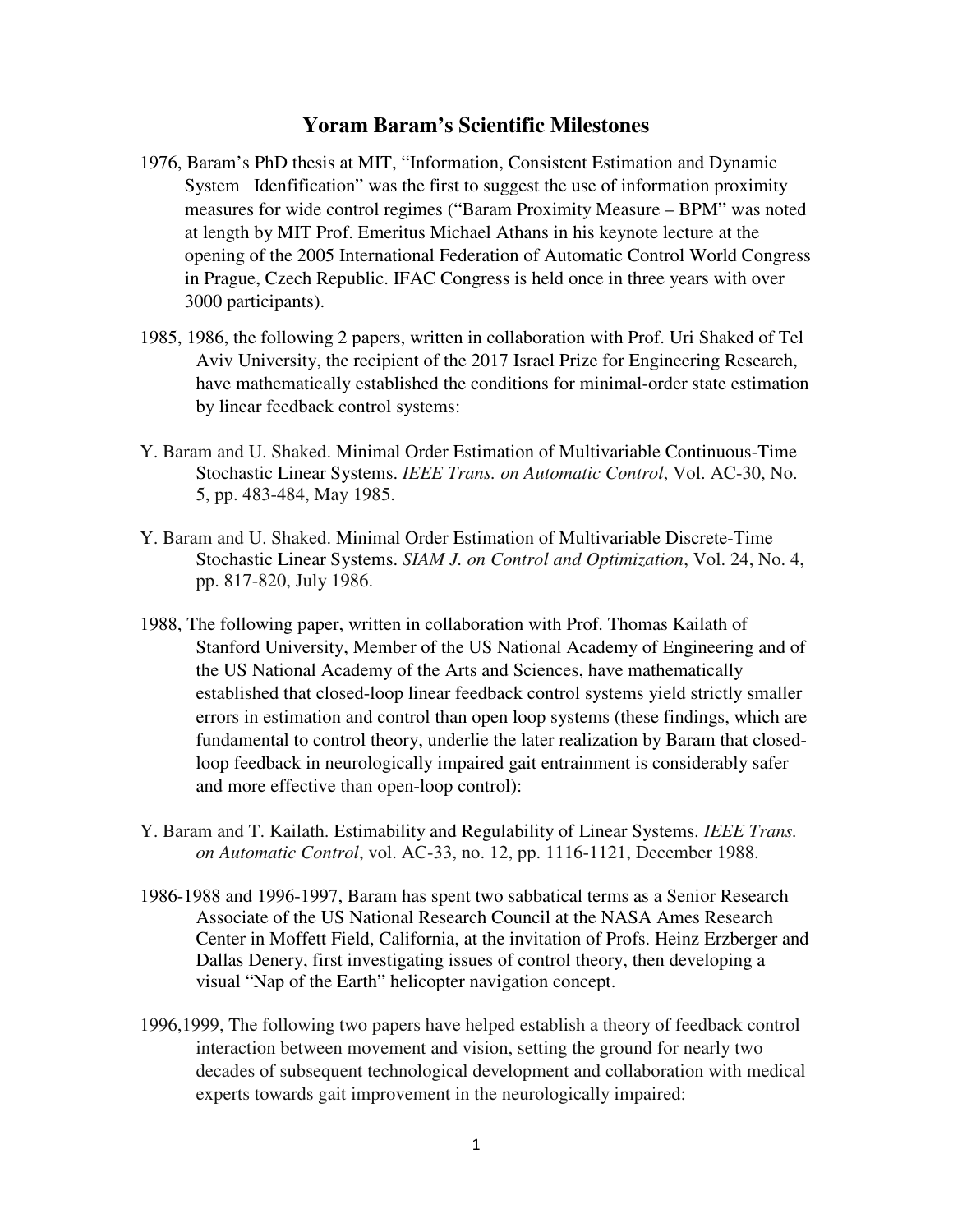# Yoram Baram's Scientific Milestones

1976, Baram's PhD thesis at MIT, "Information, Consistent Estimation and Dynamic System Idenfification" was the first to suggest the use of information proximity measures for wide control regimes ("Baram Proximity Measure – BPM" was noted at length by MIT Prof. Emeritus Michael Athans in his keynote lecture at the opening of the 2005 International Federation of Automatic Control World Congress in Prague, Czech Republic. IFAC Congress is held once in three years with over 3000 participants).

1985, 1986, the following 2 papers, written in collaboration with Prof. Uri Shaked of Tel Aviv University, the recipient of the 2017 Israel Prize for Engineering Research, have mathematically established the conditions for minimal-order state estimation by linear feedback control systems:

Y. Baram and U. Shaked. Minimal Order Estimation of Multivariable Continuous-Time Stochastic Linear Systems. *IEEE Trans. on Automatic Control*, Vol. AC-30, No. 5, pp. 483-484, May 1985.

Y. Baram and U. Shaked. Minimal Order Estimation of Multivariable Discrete-Time Stochastic Linear Systems. *SIAM J. on Control and Optimization*, Vol. 24, No. 4, pp. 817-820, July 1986.

1988, The following paper, written in collaboration with Prof. Thomas Kailath of Stanford University, Member of the US National Academy of Engineering and of the US National Academy of the Arts and Sciences, have mathematically established that closed-loop linear feedback control systems yield strictly smaller errors in estimation and control than open loop systems (these findings, which are fundamental to control theory, underlie the later realization by Baram that closed-loop feedback in neurologically impaired gait entrainment is considerably safer and more effective than open-loop control):

Y. Baram and T. Kailath. Estimability and Regulability of Linear Systems. *IEEE Trans. on Automatic Control*, vol. AC-33, no. 12, pp. 1116-1121, December 1988.

1986-1988 and 1996-1997, Baram has spent two sabbatical terms as a Senior Research Associate of the US National Research Council at the NASA Ames Research Center in Moffett Field, California, at the invitation of Profs. Heinz Erzberger and Dallas Denery, first investigating issues of control theory, then developing a visual "Nap of the Earth" helicopter navigation concept.

1996,1999, The following two papers have helped establish a theory of feedback control interaction between movement and vision, setting the ground for nearly two decades of subsequent technological development and collaboration with medical experts towards gait improvement in the neurologically impaired: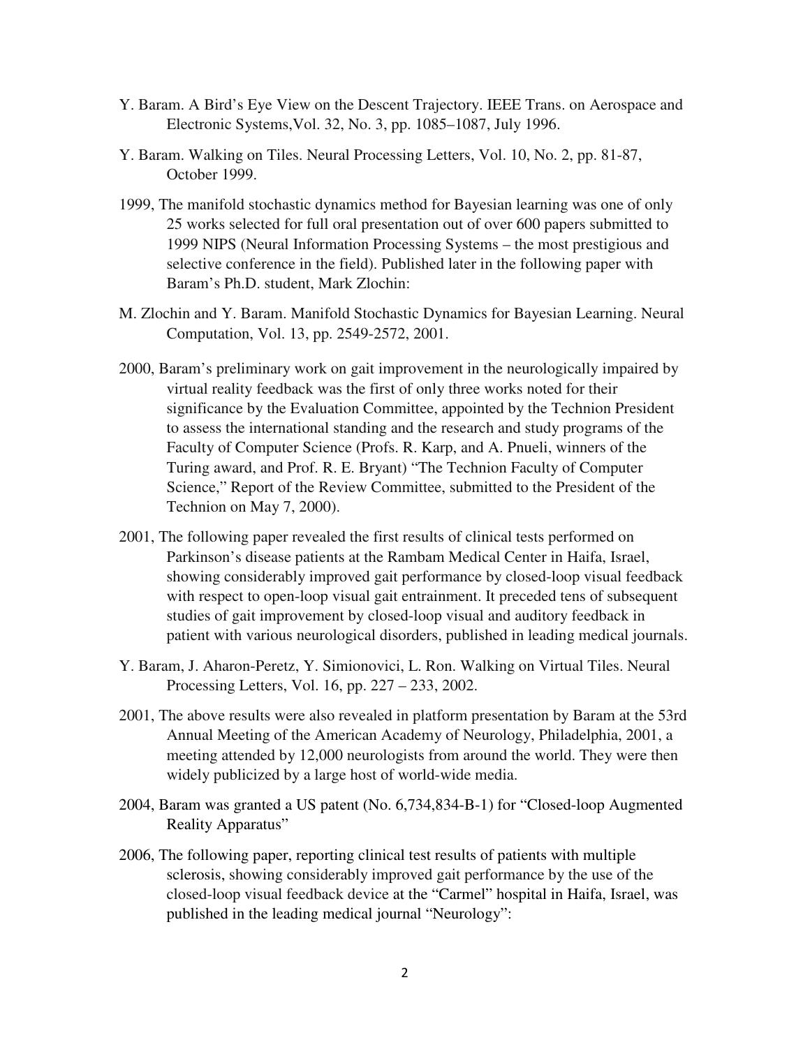Y. Baram. A Bird's Eye View on the Descent Trajectory. IEEE Trans. on Aerospace and Electronic Systems,Vol. 32, No. 3, pp. 1085–1087, July 1996.

Y. Baram. Walking on Tiles. Neural Processing Letters, Vol. 10, No. 2, pp. 81-87, October 1999.

1999, The manifold stochastic dynamics method for Bayesian learning was one of only 25 works selected for full oral presentation out of over 600 papers submitted to 1999 NIPS (Neural Information Processing Systems – the most prestigious and selective conference in the field). Published later in the following paper with Baram's Ph.D. student, Mark Zlochin:

M. Zlochin and Y. Baram. Manifold Stochastic Dynamics for Bayesian Learning. Neural Computation, Vol. 13, pp. 2549-2572, 2001.

2000, Baram's preliminary work on gait improvement in the neurologically impaired by virtual reality feedback was the first of only three works noted for their significance by the Evaluation Committee, appointed by the Technion President to assess the international standing and the research and study programs of the Faculty of Computer Science (Profs. R. Karp, and A. Pnueli, winners of the Turing award, and Prof. R. E. Bryant) "The Technion Faculty of Computer Science," Report of the Review Committee, submitted to the President of the Technion on May 7, 2000).

2001, The following paper revealed the first results of clinical tests performed on Parkinson's disease patients at the Rambam Medical Center in Haifa, Israel, showing considerably improved gait performance by closed-loop visual feedback with respect to open-loop visual gait entrainment. It preceded tens of subsequent studies of gait improvement by closed-loop visual and auditory feedback in patient with various neurological disorders, published in leading medical journals.

Y. Baram, J. Aharon-Peretz, Y. Simionovici, L. Ron. Walking on Virtual Tiles. Neural Processing Letters, Vol. 16, pp. 227 – 233, 2002.

2001, The above results were also revealed in platform presentation by Baram at the 53rd Annual Meeting of the American Academy of Neurology, Philadelphia, 2001, a meeting attended by 12,000 neurologists from around the world. They were then widely publicized by a large host of world-wide media.

2004, Baram was granted a US patent (No. 6,734,834-B-1) for "Closed-loop Augmented Reality Apparatus"

2006, The following paper, reporting clinical test results of patients with multiple sclerosis, showing considerably improved gait performance by the use of the closed-loop visual feedback device at the "Carmel" hospital in Haifa, Israel, was published in the leading medical journal "Neurology":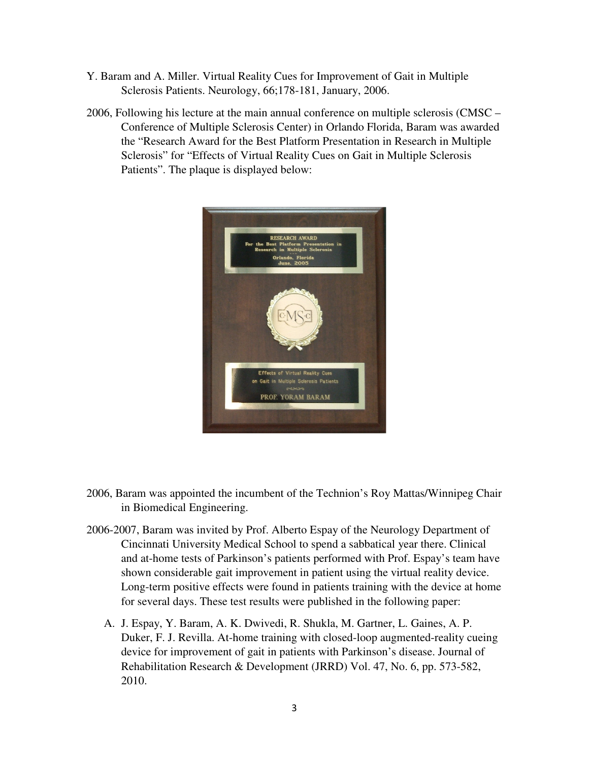Y. Baram and A. Miller. Virtual Reality Cues for Improvement of Gait in Multiple Sclerosis Patients. Neurology, 66;178-181, January, 2006.

2006, Following his lecture at the main annual conference on multiple sclerosis (CMSC – Conference of Multiple Sclerosis Center) in Orlando Florida, Baram was awarded the "Research Award for the Best Platform Presentation in Research in Multiple Sclerosis" for "Effects of Virtual Reality Cues on Gait in Multiple Sclerosis Patients". The plaque is displayed below:

RESEARCH AWARD
For the Best Platform Presentation in Research in Multiple Sclerosis
Orlando, Florida
June, 2005

CMSC

Effects of Virtual Reality Cues on Gait in Multiple Sclerosis Patients
PROF. YORAM BARAM

2006, Baram was appointed the incumbent of the Technion's Roy Mattas/Winnipeg Chair in Biomedical Engineering.

2006-2007, Baram was invited by Prof. Alberto Espay of the Neurology Department of Cincinnati University Medical School to spend a sabbatical year there. Clinical and at-home tests of Parkinson's patients performed with Prof. Espay's team have shown considerable gait improvement in patient using the virtual reality device. Long-term positive effects were found in patients training with the device at home for several days. These test results were published in the following paper:

A. J. Espay, Y. Baram, A. K. Dwivedi, R. Shukla, M. Gartner, L. Gaines, A. P. Duker, F. J. Revilla. At-home training with closed-loop augmented-reality cueing device for improvement of gait in patients with Parkinson's disease. Journal of Rehabilitation Research & Development (JRRD) Vol. 47, No. 6, pp. 573-582, 2010.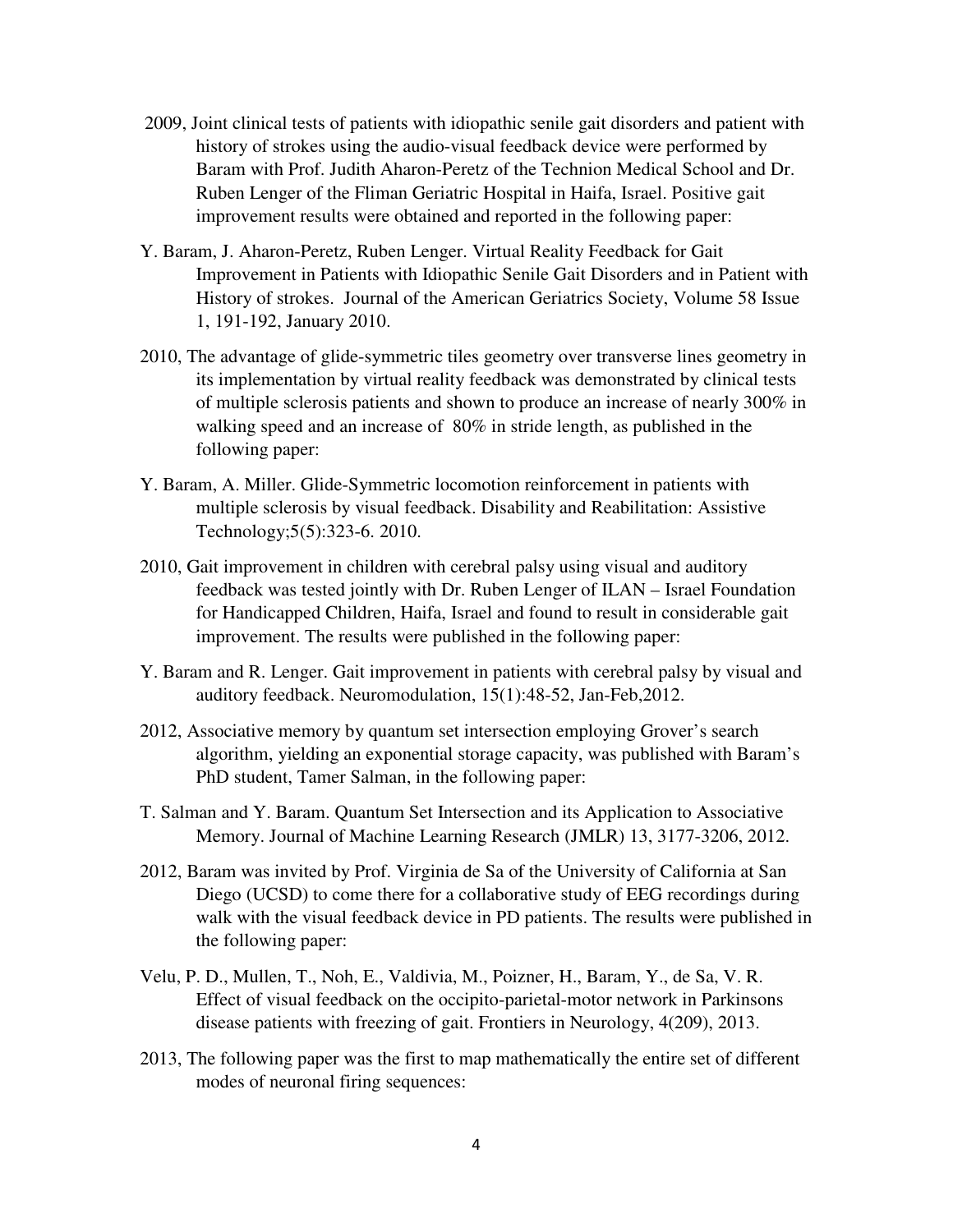2009, Joint clinical tests of patients with idiopathic senile gait disorders and patient with history of strokes using the audio-visual feedback device were performed by Baram with Prof. Judith Aharon-Peretz of the Technion Medical School and Dr. Ruben Lenger of the Fliman Geriatric Hospital in Haifa, Israel. Positive gait improvement results were obtained and reported in the following paper:

Y. Baram, J. Aharon-Peretz, Ruben Lenger. Virtual Reality Feedback for Gait Improvement in Patients with Idiopathic Senile Gait Disorders and in Patient with History of strokes. Journal of the American Geriatrics Society, Volume 58 Issue 1, 191-192, January 2010.

2010, The advantage of glide-symmetric tiles geometry over transverse lines geometry in its implementation by virtual reality feedback was demonstrated by clinical tests of multiple sclerosis patients and shown to produce an increase of nearly 300% in walking speed and an increase of 80% in stride length, as published in the following paper:

Y. Baram, A. Miller. Glide-Symmetric locomotion reinforcement in patients with multiple sclerosis by visual feedback. Disability and Reabilitation: Assistive Technology;5(5):323-6. 2010.

2010, Gait improvement in children with cerebral palsy using visual and auditory feedback was tested jointly with Dr. Ruben Lenger of ILAN – Israel Foundation for Handicapped Children, Haifa, Israel and found to result in considerable gait improvement. The results were published in the following paper:

Y. Baram and R. Lenger. Gait improvement in patients with cerebral palsy by visual and auditory feedback. Neuromodulation, 15(1):48-52, Jan-Feb,2012.

2012, Associative memory by quantum set intersection employing Grover's search algorithm, yielding an exponential storage capacity, was published with Baram's PhD student, Tamer Salman, in the following paper:

T. Salman and Y. Baram. Quantum Set Intersection and its Application to Associative Memory. Journal of Machine Learning Research (JMLR) 13, 3177-3206, 2012.

2012, Baram was invited by Prof. Virginia de Sa of the University of California at San Diego (UCSD) to come there for a collaborative study of EEG recordings during walk with the visual feedback device in PD patients. The results were published in the following paper:

Velu, P. D., Mullen, T., Noh, E., Valdivia, M., Poizner, H., Baram, Y., de Sa, V. R. Effect of visual feedback on the occipito-parietal-motor network in Parkinsons disease patients with freezing of gait. Frontiers in Neurology, 4(209), 2013.

2013, The following paper was the first to map mathematically the entire set of different modes of neuronal firing sequences: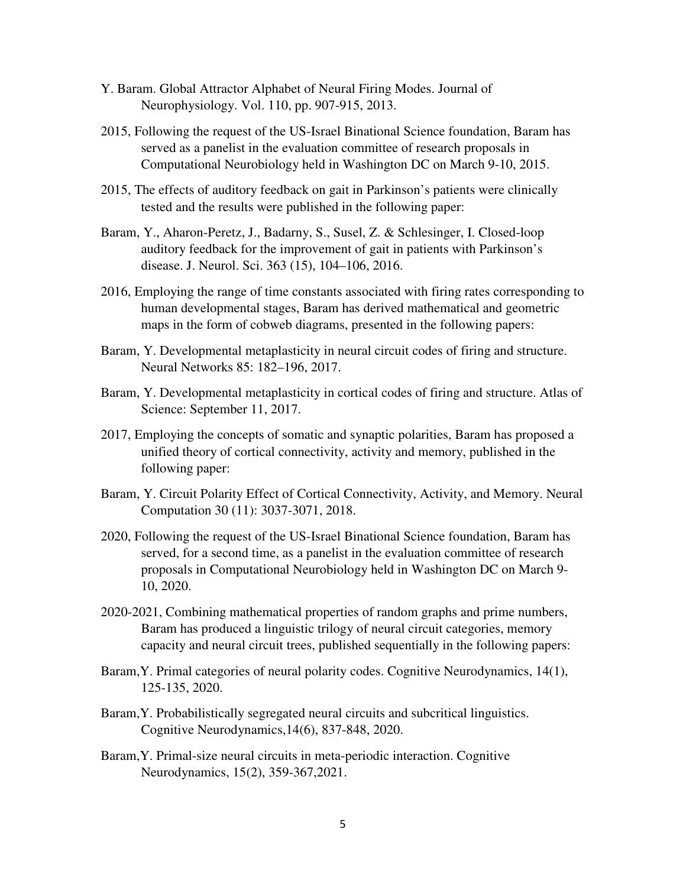Y. Baram. Global Attractor Alphabet of Neural Firing Modes. Journal of Neurophysiology. Vol. 110, pp. 907-915, 2013.

2015, Following the request of the US-Israel Binational Science foundation, Baram has served as a panelist in the evaluation committee of research proposals in Computational Neurobiology held in Washington DC on March 9-10, 2015.

2015, The effects of auditory feedback on gait in Parkinson's patients were clinically tested and the results were published in the following paper:

Baram, Y., Aharon-Peretz, J., Badarny, S., Susel, Z. & Schlesinger, I. Closed-loop auditory feedback for the improvement of gait in patients with Parkinson's disease. J. Neurol. Sci. 363 (15), 104–106, 2016.

2016, Employing the range of time constants associated with firing rates corresponding to human developmental stages, Baram has derived mathematical and geometric maps in the form of cobweb diagrams, presented in the following papers:

Baram, Y. Developmental metaplasticity in neural circuit codes of firing and structure. Neural Networks 85: 182–196, 2017.

Baram, Y. Developmental metaplasticity in cortical codes of firing and structure. Atlas of Science: September 11, 2017.

2017, Employing the concepts of somatic and synaptic polarities, Baram has proposed a unified theory of cortical connectivity, activity and memory, published in the following paper:

Baram, Y. Circuit Polarity Effect of Cortical Connectivity, Activity, and Memory. Neural Computation 30 (11): 3037-3071, 2018.

2020, Following the request of the US-Israel Binational Science foundation, Baram has served, for a second time, as a panelist in the evaluation committee of research proposals in Computational Neurobiology held in Washington DC on March 9-10, 2020.

2020-2021, Combining mathematical properties of random graphs and prime numbers, Baram has produced a linguistic trilogy of neural circuit categories, memory capacity and neural circuit trees, published sequentially in the following papers:

Baram,Y. Primal categories of neural polarity codes. Cognitive Neurodynamics, 14(1), 125-135, 2020.

Baram,Y. Probabilistically segregated neural circuits and subcritical linguistics. Cognitive Neurodynamics,14(6), 837-848, 2020.

Baram,Y. Primal-size neural circuits in meta-periodic interaction. Cognitive Neurodynamics, 15(2), 359-367,2021.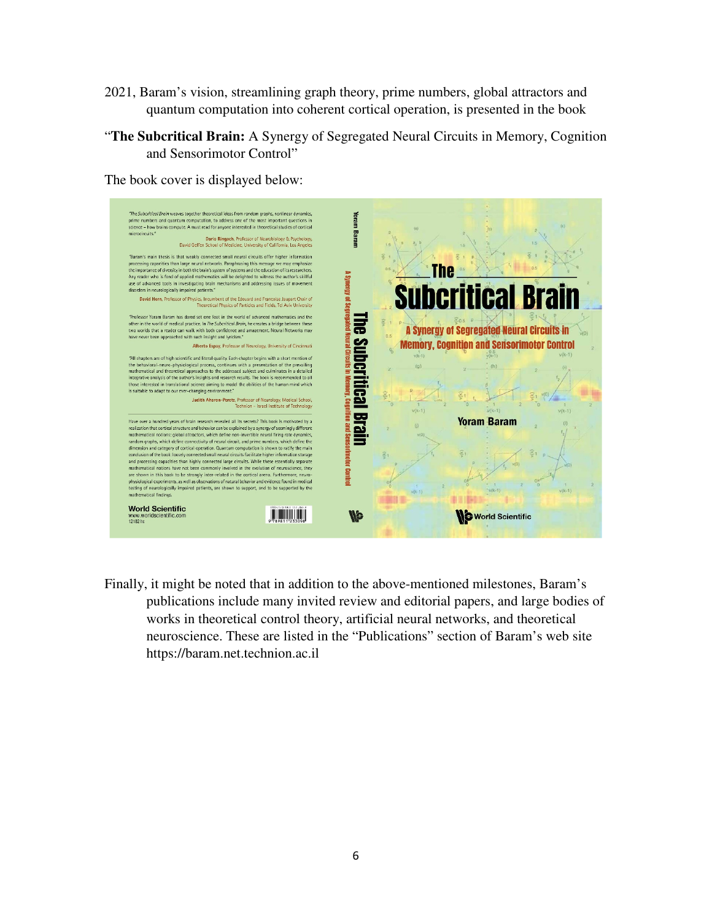2021, Baram's vision, streamlining graph theory, prime numbers, global attractors and quantum computation into coherent cortical operation, is presented in the book

"**The Subcritical Brain:** A Synergy of Segregated Neural Circuits in Memory, Cognition and Sensorimotor Control"

The book cover is displayed below:

Finally, it might be noted that in addition to the above-mentioned milestones, Baram's publications include many invited review and editorial papers, and large bodies of works in theoretical control theory, artificial neural networks, and theoretical neuroscience. These are listed in the "Publications" section of Baram's web site https://baram.net.technion.ac.il